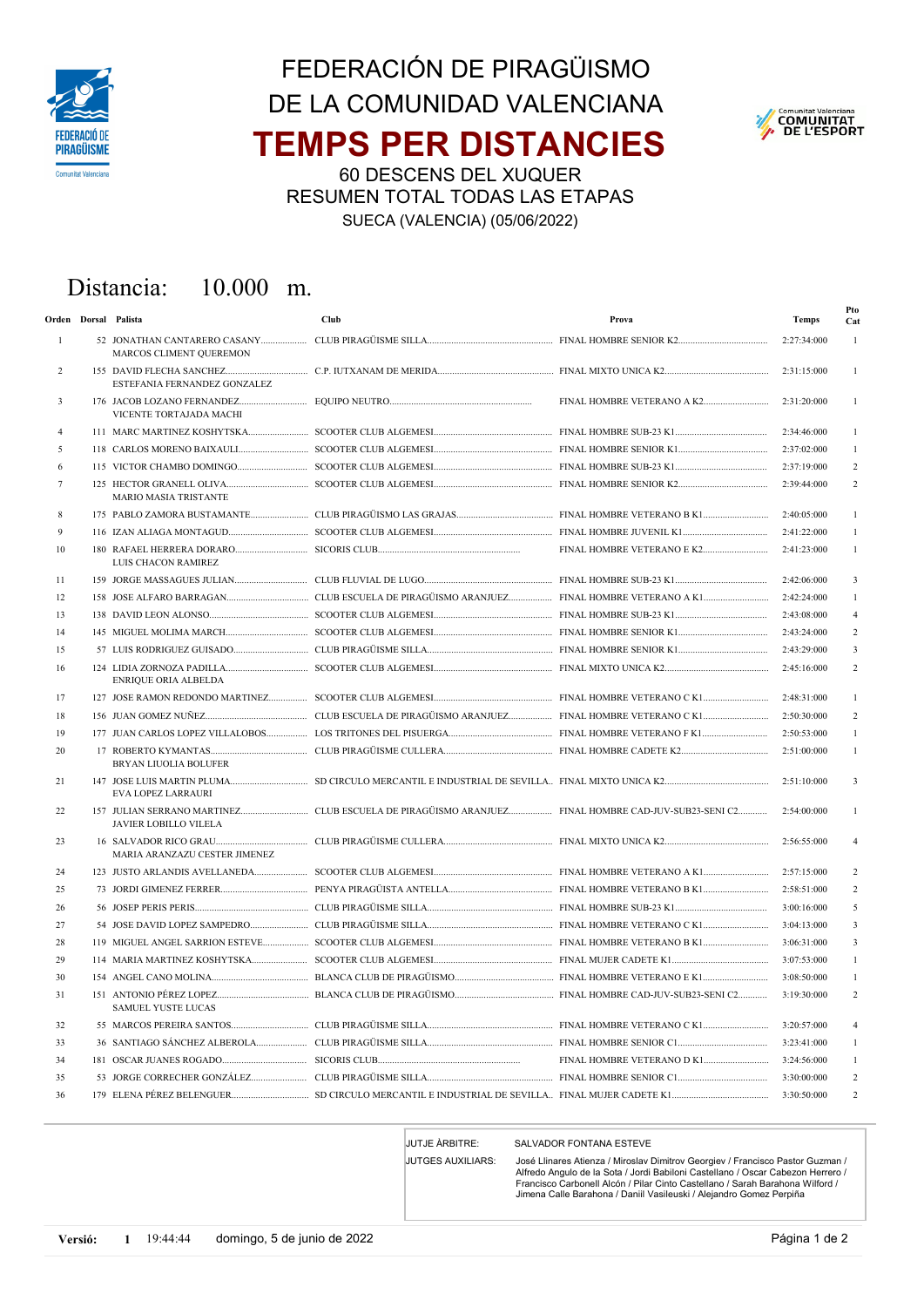# FEDERACIÓN DE PIRAGÜISMO DE LA COMUNIDAD VALENCIANA

# TEMPS PER DISTANCIES

60 DESCENS DEL XUQUER

RESUMEN TOTAL TODAS LAS ETAPAS

SUECA (VALENCIA) (05/06/2022)

## Distancia: 10.000 m.

| Orden | Dorsal | Palista | Club | Prova | Temps | Pto Cat |
|---|---|---|---|---|---|---|
| 1 | 52 | JONATHAN CANTARERO CASANY / MARCOS CLIMENT QUEREMON | CLUB PIRAGÜISME SILLA | FINAL HOMBRE SENIOR K2 | 2:27:34:000 | 1 |
| 2 | 155 | DAVID FLECHA SANCHEZ / ESTEFANIA FERNANDEZ GONZALEZ | C.P. IUTXANAM DE MERIDA | FINAL MIXTO UNICA K2 | 2:31:15:000 | 1 |
| 3 | 176 | JACOB LOZANO FERNANDEZ / VICENTE TORTAJADA MACHI | EQUIPO NEUTRO | FINAL HOMBRE VETERANO A K2 | 2:31:20:000 | 1 |
| 4 | 111 | MARC MARTINEZ KOSHYTSKA | SCOOTER CLUB ALGEMESI | FINAL HOMBRE SUB-23 K1 | 2:34:46:000 | 1 |
| 5 | 118 | CARLOS MORENO BAIXAULI | SCOOTER CLUB ALGEMESI | FINAL HOMBRE SENIOR K1 | 2:37:02:000 | 1 |
| 6 | 115 | VICTOR CHAMBO DOMINGO | SCOOTER CLUB ALGEMESI | FINAL HOMBRE SUB-23 K1 | 2:37:19:000 | 2 |
| 7 | 125 | HECTOR GRANELL OLIVA / MARIO MASIA TRISTANTE | SCOOTER CLUB ALGEMESI | FINAL HOMBRE SENIOR K2 | 2:39:44:000 | 2 |
| 8 | 175 | PABLO ZAMORA BUSTAMANTE | CLUB PIRAGÜISMO LAS GRAJAS | FINAL HOMBRE VETERANO B K1 | 2:40:05:000 | 1 |
| 9 | 116 | IZAN ALIAGA MONTAGUD | SCOOTER CLUB ALGEMESI | FINAL HOMBRE JUVENIL K1 | 2:41:22:000 | 1 |
| 10 | 180 | RAFAEL HERRERA DORARO / LUIS CHACON RAMIREZ | SICORIS CLUB | FINAL HOMBRE VETERANO E K2 | 2:41:23:000 | 1 |
| 11 | 159 | JORGE MASSAGUES JULIAN | CLUB FLUVIAL DE LUGO | FINAL HOMBRE SUB-23 K1 | 2:42:06:000 | 3 |
| 12 | 158 | JOSE ALFARO BARRAGAN | CLUB ESCUELA DE PIRAGÜISMO ARANJUEZ | FINAL HOMBRE VETERANO A K1 | 2:42:24:000 | 1 |
| 13 | 138 | DAVID LEON ALONSO | SCOOTER CLUB ALGEMESI | FINAL HOMBRE SUB-23 K1 | 2:43:08:000 | 4 |
| 14 | 145 | MIGUEL MOLIMA MARCH | SCOOTER CLUB ALGEMESI | FINAL HOMBRE SENIOR K1 | 2:43:24:000 | 2 |
| 15 | 57 | LUIS RODRIGUEZ GUISADO | CLUB PIRAGÜISME SILLA | FINAL HOMBRE SENIOR K1 | 2:43:29:000 | 3 |
| 16 | 124 | LIDIA ZORNOZA PADILLA / ENRIQUE ORIA ALBELDA | SCOOTER CLUB ALGEMESI | FINAL MIXTO UNICA K2 | 2:45:16:000 | 2 |
| 17 | 127 | JOSE RAMON REDONDO MARTINEZ | SCOOTER CLUB ALGEMESI | FINAL HOMBRE VETERANO C K1 | 2:48:31:000 | 1 |
| 18 | 156 | JUAN GOMEZ NUÑEZ | CLUB ESCUELA DE PIRAGÜISMO ARANJUEZ | FINAL HOMBRE VETERANO C K1 | 2:50:30:000 | 2 |
| 19 | 177 | JUAN CARLOS LOPEZ VILLALOBOS | LOS TRITONES DEL PISUERGA | FINAL HOMBRE VETERANO F K1 | 2:50:53:000 | 1 |
| 20 | 17 | ROBERTO KYMANTAS / BRYAN LIUOLIA BOLUFER | CLUB PIRAGÜISME CULLERA | FINAL HOMBRE CADETE K2 | 2:51:00:000 | 1 |
| 21 | 147 | JOSE LUIS MARTIN PLUMA / EVA LOPEZ LARRAURI | SD CIRCULO MERCANTIL E INDUSTRIAL DE SEVILLA | FINAL MIXTO UNICA K2 | 2:51:10:000 | 3 |
| 22 | 157 | JULIAN SERRANO MARTINEZ / JAVIER LOBILLO VILELA | CLUB ESCUELA DE PIRAGÜISMO ARANJUEZ | FINAL HOMBRE CAD-JUV-SUB23-SENI C2 | 2:54:00:000 | 1 |
| 23 | 16 | SALVADOR RICO GRAU / MARIA ARANZAZU CESTER JIMENEZ | CLUB PIRAGÜISME CULLERA | FINAL MIXTO UNICA K2 | 2:56:55:000 | 4 |
| 24 | 123 | JUSTO ARLANDIS AVELLANEDA | SCOOTER CLUB ALGEMESI | FINAL HOMBRE VETERANO A K1 | 2:57:15:000 | 2 |
| 25 | 73 | JORDI GIMENEZ FERRER | PENYA PIRAGÜISTA ANTELLA | FINAL HOMBRE VETERANO B K1 | 2:58:51:000 | 2 |
| 26 | 56 | JOSEP PERIS PERIS | CLUB PIRAGÜISME SILLA | FINAL HOMBRE SUB-23 K1 | 3:00:16:000 | 5 |
| 27 | 54 | JOSE DAVID LOPEZ SAMPEDRO | CLUB PIRAGÜISME SILLA | FINAL HOMBRE VETERANO C K1 | 3:04:13:000 | 3 |
| 28 | 119 | MIGUEL ANGEL SARRION ESTEVE | SCOOTER CLUB ALGEMESI | FINAL HOMBRE VETERANO B K1 | 3:06:31:000 | 3 |
| 29 | 114 | MARIA MARTINEZ KOSHYTSKA | SCOOTER CLUB ALGEMESI | FINAL MUJER CADETE K1 | 3:07:53:000 | 1 |
| 30 | 154 | ANGEL CANO MOLINA | BLANCA CLUB DE PIRAGÜISMO | FINAL HOMBRE VETERANO E K1 | 3:08:50:000 | 1 |
| 31 | 151 | ANTONIO PÉREZ LOPEZ / SAMUEL YUSTE LUCAS | BLANCA CLUB DE PIRAGÜISMO | FINAL HOMBRE CAD-JUV-SUB23-SENI C2 | 3:19:30:000 | 2 |
| 32 | 55 | MARCOS PEREIRA SANTOS | CLUB PIRAGÜISME SILLA | FINAL HOMBRE VETERANO C K1 | 3:20:57:000 | 4 |
| 33 | 36 | SANTIAGO SÁNCHEZ ALBEROLA | CLUB PIRAGÜISME SILLA | FINAL HOMBRE SENIOR C1 | 3:23:41:000 | 1 |
| 34 | 181 | OSCAR JUANES ROGADO | SICORIS CLUB | FINAL HOMBRE VETERANO D K1 | 3:24:56:000 | 1 |
| 35 | 53 | JORGE CORRECHER GONZÁLEZ | CLUB PIRAGÜISME SILLA | FINAL HOMBRE SENIOR C1 | 3:30:00:000 | 2 |
| 36 | 179 | ELENA PÉREZ BELENGUER | SD CIRCULO MERCANTIL E INDUSTRIAL DE SEVILLA | FINAL MUJER CADETE K1 | 3:30:50:000 | 2 |

JUTJE ÀRBITRE: SALVADOR FONTANA ESTEVE

JUTGES AUXILIARS: José Llinares Atienza / Miroslav Dimitrov Georgiev / Francisco Pastor Guzman / Alfredo Angulo de la Sota / Jordi Babiloni Castellano / Oscar Cabezon Herrero / Francisco Carbonell Alcón / Pilar Cinto Castellano / Sarah Barahona Wilford / Jimena Calle Barahona / Daniil Vasileuski / Alejandro Gomez Perpiña

**Versió:** 1 19:44:44 domingo, 5 de junio de 2022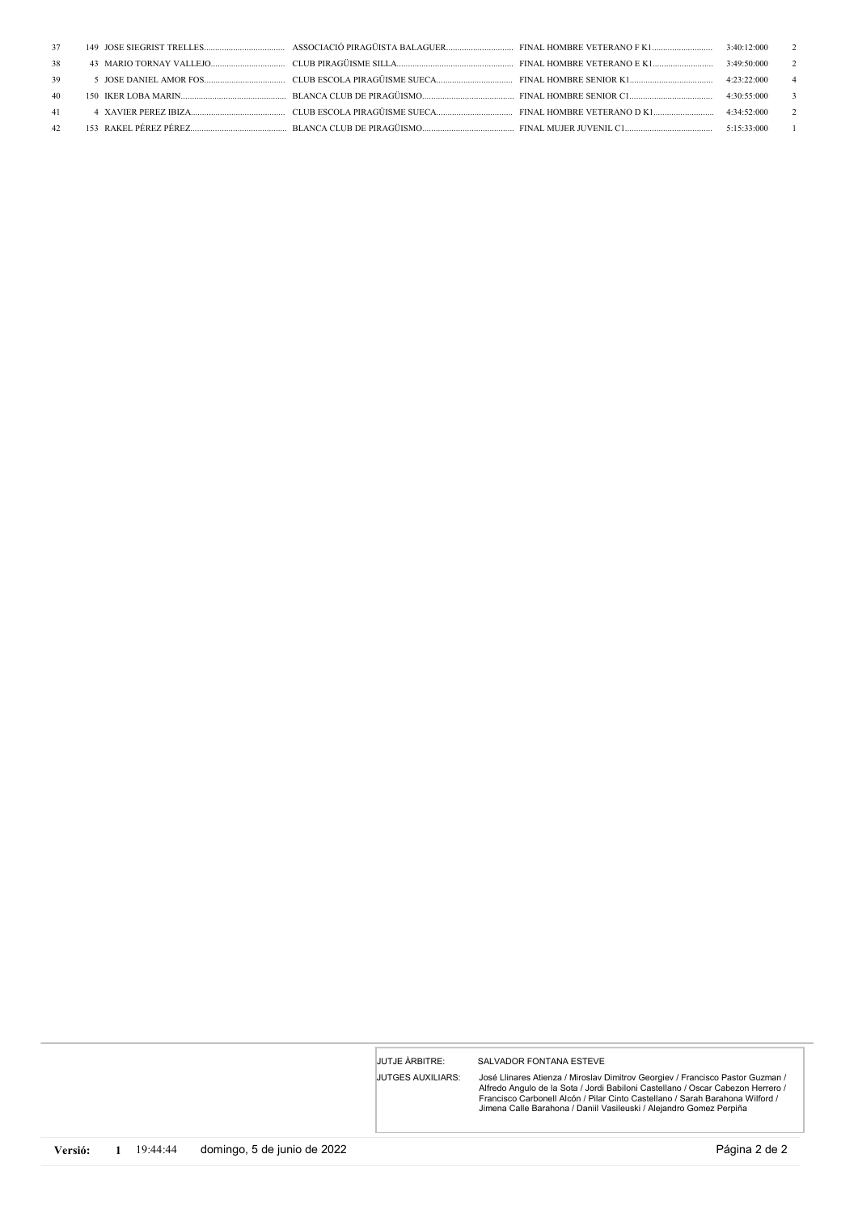| | | | | | | |
|---|---|---|---|---|---|---|
| 37 | 149 | JOSE SIEGRIST TRELLES.................................... | ASSOCIACIÓ PIRAGÜISTA BALAGUER.............................. | FINAL HOMBRE VETERANO F K1........................... | 3:40:12:000 | 2 |
| 38 | 43 | MARIO TORNAY VALLEJO................................. | CLUB PIRAGÜISME SILLA.................................................... | FINAL HOMBRE VETERANO E K1........................... | 3:49:50:000 | 2 |
| 39 | 5 | JOSE DANIEL AMOR FOS.................................... | CLUB ESCOLA PIRAGÜISME SUECA.................................. | FINAL HOMBRE SENIOR K1..................................... | 4:23:22:000 | 4 |
| 40 | 150 | IKER LOBA MARIN................................................ | BLANCA CLUB DE PIRAGÜISMO.......................................... | FINAL HOMBRE SENIOR C1..................................... | 4:30:55:000 | 3 |
| 41 | 4 | XAVIER PEREZ IBIZA........................................... | CLUB ESCOLA PIRAGÜISME SUECA.................................. | FINAL HOMBRE VETERANO D K1........................... | 4:34:52:000 | 2 |
| 42 | 153 | RAKEL PÉREZ PÉREZ............................................ | BLANCA CLUB DE PIRAGÜISMO.......................................... | FINAL MUJER JUVENIL C1....................................... | 5:15:33:000 | 1 |

JUTJE ÀRBITRE: SALVADOR FONTANA ESTEVE

JUTGES AUXILIARS: José Llinares Atienza / Miroslav Dimitrov Georgiev / Francisco Pastor Guzman / Alfredo Angulo de la Sota / Jordi Babiloni Castellano / Oscar Cabezon Herrero / Francisco Carbonell Alcón / Pilar Cinto Castellano / Sarah Barahona Wilford / Jimena Calle Barahona / Daniil Vasileuski / Alejandro Gomez Perpiña

**Versió:** **1** 19:44:44 domingo, 5 de junio de 2022